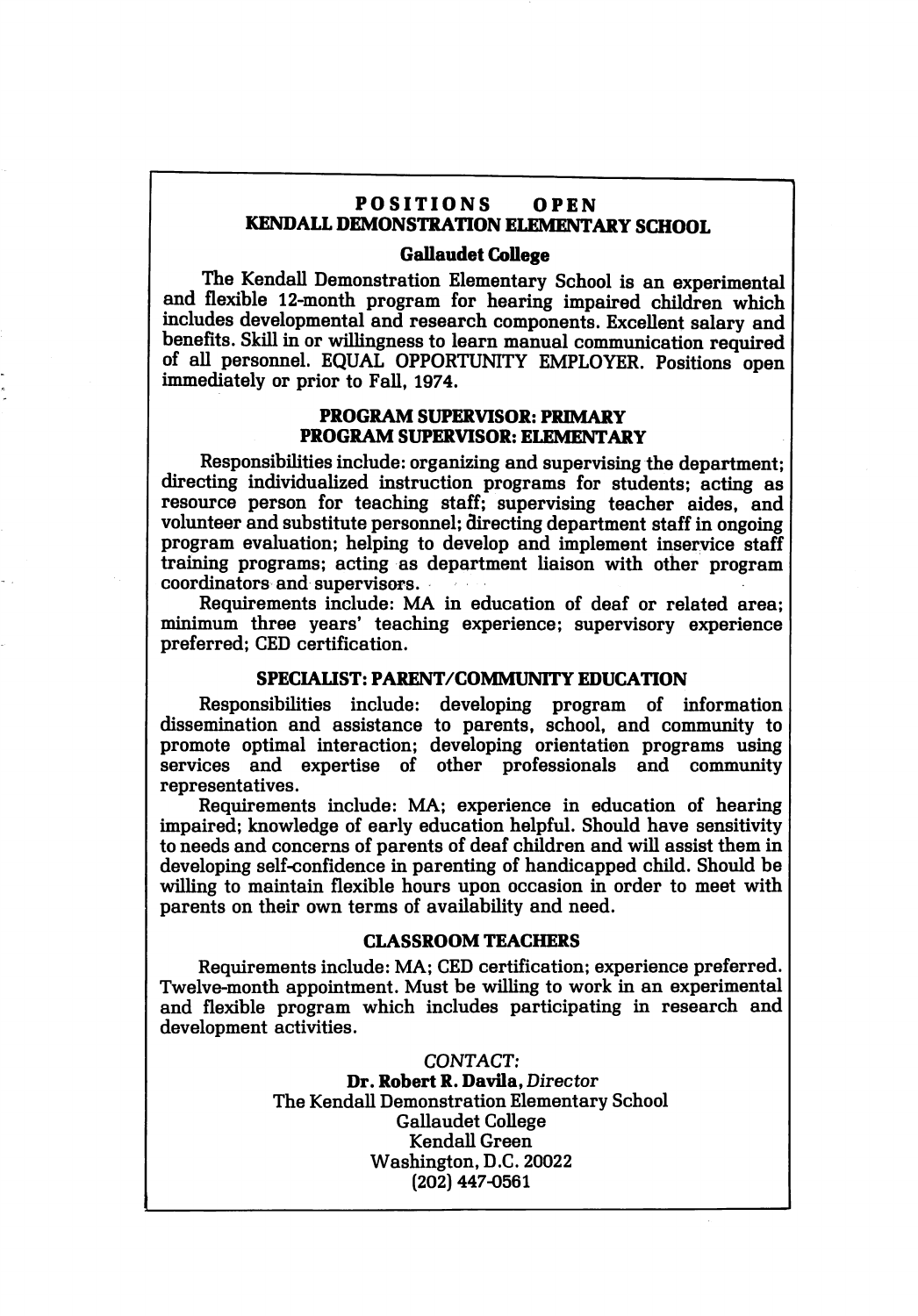# POSITIONS OPEN

## KENDALL DEMONSTRATION ELEMENTARY SCHOOL

### Gallaudet College

The Kendall Demonstration Elementary School is an experimental and flexible 12-month program for hearing impaired children which includes developmental and research components. Excellent salary and benefits. Skill in or willingness to learn manual communication required of all personnel. EQUAL OPPORTUNITY EMPLOYER. Positions open immediately or prior to Fall, 1974.

### PROGRAM SUPERVISOR: PRIMARY
### PROGRAM SUPERVISOR: ELEMENTARY

Responsibilities include: organizing and supervising the department; directing individualized instruction programs for students; acting as resource person for teaching staff; supervising teacher aides, and volunteer and substitute personnel; directing department staff in ongoing program evaluation; helping to develop and implement inservice staff training programs; acting as department liaison with other program coordinators and supervisors.

Requirements include: MA in education of deaf or related area; minimum three years' teaching experience; supervisory experience preferred; CED certification.

### SPECIALIST: PARENT/COMMUNITY EDUCATION

Responsibilities include: developing program of information dissemination and assistance to parents, school, and community to promote optimal interaction; developing orientation programs using services and expertise of other professionals and community representatives.

Requirements include: MA; experience in education of hearing impaired; knowledge of early education helpful. Should have sensitivity to needs and concerns of parents of deaf children and will assist them in developing self-confidence in parenting of handicapped child. Should be willing to maintain flexible hours upon occasion in order to meet with parents on their own terms of availability and need.

### CLASSROOM TEACHERS

Requirements include: MA; CED certification; experience preferred. Twelve-month appointment. Must be willing to work in an experimental and flexible program which includes participating in research and development activities.

*CONTACT:*

**Dr. Robert R. Davila,** *Director*
The Kendall Demonstration Elementary School
Gallaudet College
Kendall Green
Washington, D.C. 20022
(202) 447-0561